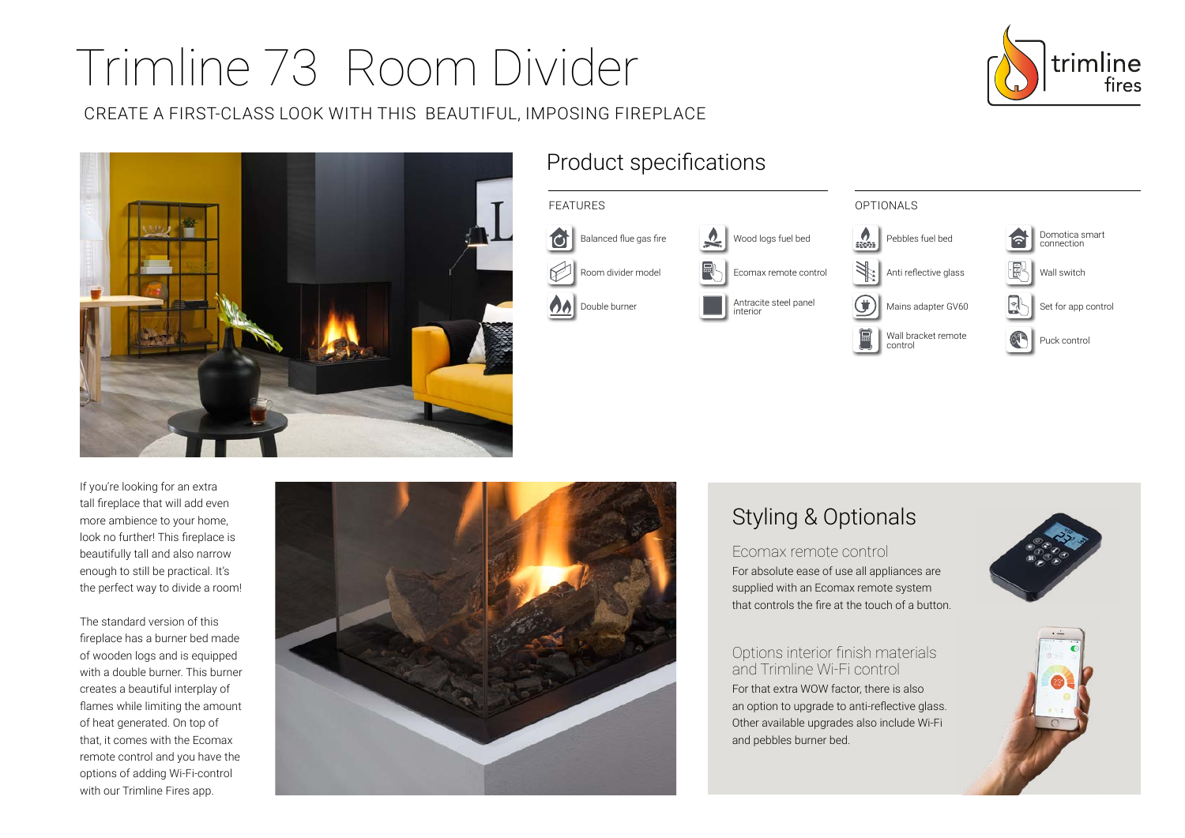# Trimline 73 Room Divider

CREATE A FIRST-CLASS LOOK WITH THIS BEAUTIFUL, IMPOSING FIREPLACE

## Product specifications

### FEATURES

- Balanced flue gas fire
- Room divider model
- Double burner
- Wood logs fuel bed
- Ecomax remote control
- Antracite steel panel interior

### OPTIONALS

- Pebbles fuel bed
- Anti reflective glass
- Mains adapter GV60
- Wall bracket remote control
- Domotica smart connection
- Wall switch
- Set for app control
- Puck control

If you're looking for an extra tall fireplace that will add even more ambience to your home, look no further! This fireplace is beautifully tall and also narrow enough to still be practical. It's the perfect way to divide a room!

The standard version of this fireplace has a burner bed made of wooden logs and is equipped with a double burner. This burner creates a beautiful interplay of flames while limiting the amount of heat generated. On top of that, it comes with the Ecomax remote control and you have the options of adding Wi-Fi-control with our Trimline Fires app.

## Styling & Optionals

### Ecomax remote control

For absolute ease of use all appliances are supplied with an Ecomax remote system that controls the fire at the touch of a button.

### Options interior finish materials and Trimline Wi-Fi control

For that extra WOW factor, there is also an option to upgrade to anti-reflective glass. Other available upgrades also include Wi-Fi and pebbles burner bed.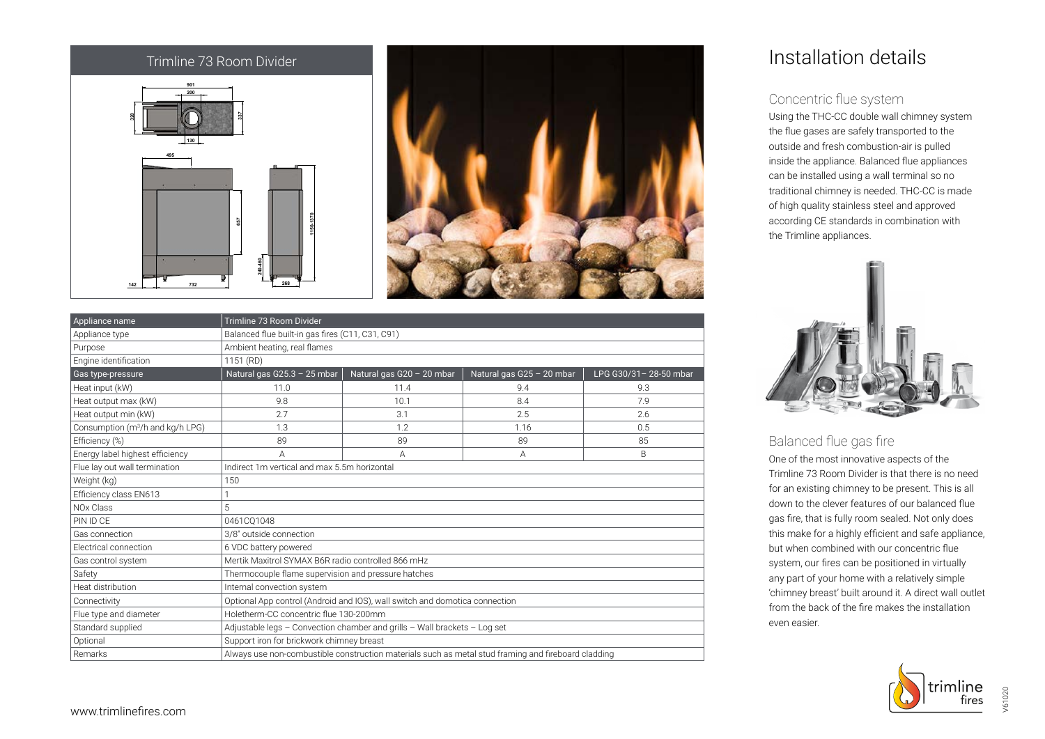## Trimline 73 Room Divider

901
200
320
337
130
495
657
1150-1370
240-460
142
732
268

| Appliance name | Trimline 73 Room Divider | | | |
|---|---|---|---|---|
| Appliance type | Balanced flue built-in gas fires (C11, C31, C91) | | | |
| Purpose | Ambient heating, real flames | | | |
| Engine identification | 1151 (RD) | | | |
| Gas type-pressure | Natural gas G25.3 – 25 mbar | Natural gas G20 – 20 mbar | Natural gas G25 – 20 mbar | LPG G30/31– 28-50 mbar |
| Heat input (kW) | 11.0 | 11.4 | 9.4 | 9.3 |
| Heat output max (kW) | 9.8 | 10.1 | 8.4 | 7.9 |
| Heat output min (kW) | 2.7 | 3.1 | 2.5 | 2.6 |
| Consumption ($m^3$/h and kg/h LPG) | 1.3 | 1.2 | 1.16 | 0.5 |
| Efficiency (%) | 89 | 89 | 89 | 85 |
| Energy label highest efficiency | A | A | A | B |
| Flue lay out wall termination | Indirect 1m vertical and max 5.5m horizontal | | | |
| Weight (kg) | 150 | | | |
| Efficiency class EN613 | 1 | | | |
| NOx Class | 5 | | | |
| PIN ID CE | 0461CQ1048 | | | |
| Gas connection | 3/8" outside connection | | | |
| Electrical connection | 6 VDC battery powered | | | |
| Gas control system | Mertik Maxitrol SYMAX B6R radio controlled 866 mHz | | | |
| Safety | Thermocouple flame supervision and pressure hatches | | | |
| Heat distribution | Internal convection system | | | |
| Connectivity | Optional App control (Android and IOS), wall switch and domotica connection | | | |
| Flue type and diameter | Holetherm-CC concentric flue 130-200mm | | | |
| Standard supplied | Adjustable legs – Convection chamber and grills – Wall brackets – Log set | | | |
| Optional | Support iron for brickwork chimney breast | | | |
| Remarks | Always use non-combustible construction materials such as metal stud framing and fireboard cladding | | | |

# Installation details

## Concentric flue system

Using the THC-CC double wall chimney system the flue gases are safely transported to the outside and fresh combustion-air is pulled inside the appliance. Balanced flue appliances can be installed using a wall terminal so no traditional chimney is needed. THC-CC is made of high quality stainless steel and approved according CE standards in combination with the Trimline appliances.

## Balanced flue gas fire

One of the most innovative aspects of the Trimline 73 Room Divider is that there is no need for an existing chimney to be present. This is all down to the clever features of our balanced flue gas fire, that is fully room sealed. Not only does this make for a highly efficient and safe appliance, but when combined with our concentric flue system, our fires can be positioned in virtually any part of your home with a relatively simple 'chimney breast' built around it. A direct wall outlet from the back of the fire makes the installation even easier.

trimline fires

V61020

www.trimlinefires.com